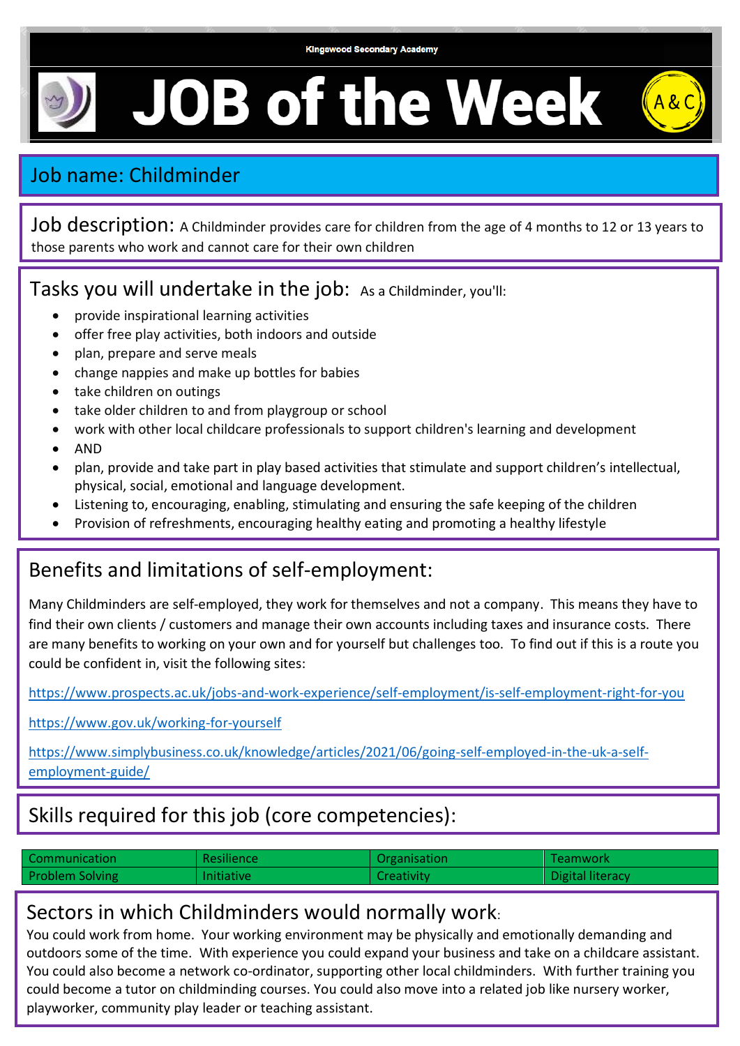Kingswood Secondary Academy

# JOB of the Week

## Job name: Childminder

**Job description:** A Childminder provides care for children from the age of 4 months to 12 or 13 years to those parents who work and cannot care for their own children

## Tasks you will undertake in the job:

As a Childminder, you'll:

- provide inspirational learning activities
- offer free play activities, both indoors and outside
- plan, prepare and serve meals
- change nappies and make up bottles for babies
- take children on outings
- take older children to and from playgroup or school
- work with other local childcare professionals to support children's learning and development
- AND
- plan, provide and take part in play based activities that stimulate and support children's intellectual, physical, social, emotional and language development.
- Listening to, encouraging, enabling, stimulating and ensuring the safe keeping of the children
- Provision of refreshments, encouraging healthy eating and promoting a healthy lifestyle

## Benefits and limitations of self-employment:

Many Childminders are self-employed, they work for themselves and not a company. This means they have to find their own clients / customers and manage their own accounts including taxes and insurance costs. There are many benefits to working on your own and for yourself but challenges too. To find out if this is a route you could be confident in, visit the following sites:

https://www.prospects.ac.uk/jobs-and-work-experience/self-employment/is-self-employment-right-for-you

https://www.gov.uk/working-for-yourself

https://www.simplybusiness.co.uk/knowledge/articles/2021/06/going-self-employed-in-the-uk-a-self-employment-guide/

## Skills required for this job (core competencies):

| Communication | Resilience | Organisation | Teamwork |
|---|---|---|---|
| Problem Solving | Initiative | Creativity | Digital literacy |

## Sectors in which Childminders would normally work:

You could work from home. Your working environment may be physically and emotionally demanding and outdoors some of the time. With experience you could expand your business and take on a childcare assistant. You could also become a network co-ordinator, supporting other local childminders. With further training you could become a tutor on childminding courses. You could also move into a related job like nursery worker, playworker, community play leader or teaching assistant.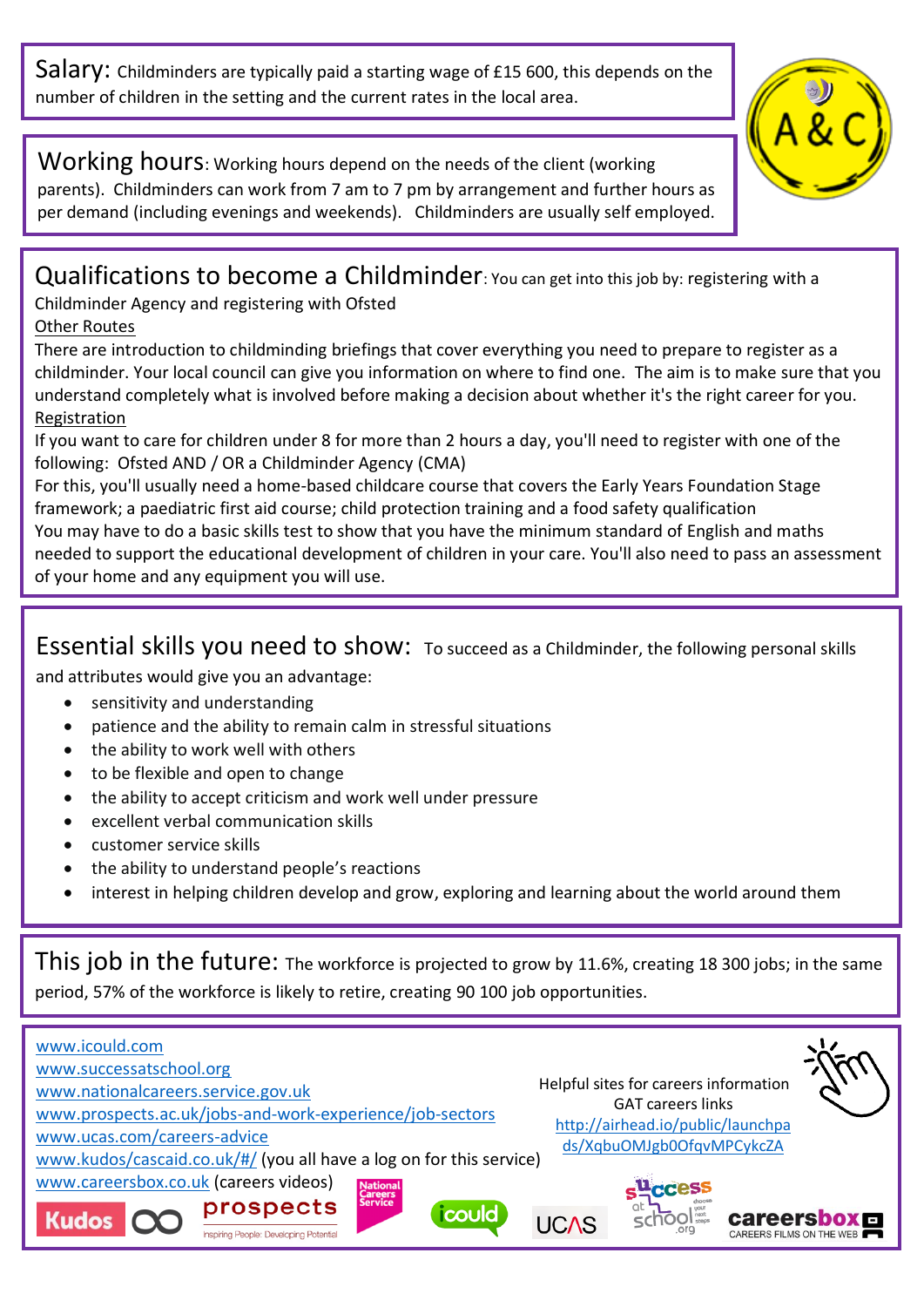**Salary:** Childminders are typically paid a starting wage of £15 600, this depends on the number of children in the setting and the current rates in the local area.

**Working hours**: Working hours depend on the needs of the client (working parents). Childminders can work from 7 am to 7 pm by arrangement and further hours as per demand (including evenings and weekends). Childminders are usually self employed.

A & C

## Qualifications to become a Childminder

You can get into this job by: registering with a Childminder Agency and registering with Ofsted

Other Routes

There are introduction to childminding briefings that cover everything you need to prepare to register as a childminder. Your local council can give you information on where to find one. The aim is to make sure that you understand completely what is involved before making a decision about whether it's the right career for you.

Registration

If you want to care for children under 8 for more than 2 hours a day, you'll need to register with one of the following: Ofsted AND / OR a Childminder Agency (CMA)

For this, you'll usually need a home-based childcare course that covers the Early Years Foundation Stage framework; a paediatric first aid course; child protection training and a food safety qualification

You may have to do a basic skills test to show that you have the minimum standard of English and maths needed to support the educational development of children in your care. You'll also need to pass an assessment of your home and any equipment you will use.

## Essential skills you need to show:

To succeed as a Childminder, the following personal skills and attributes would give you an advantage:

- sensitivity and understanding
- patience and the ability to remain calm in stressful situations
- the ability to work well with others
- to be flexible and open to change
- the ability to accept criticism and work well under pressure
- excellent verbal communication skills
- customer service skills
- the ability to understand people's reactions
- interest in helping children develop and grow, exploring and learning about the world around them

## This job in the future:

The workforce is projected to grow by 11.6%, creating 18 300 jobs; in the same period, 57% of the workforce is likely to retire, creating 90 100 job opportunities.

www.icould.com
www.successatschool.org
www.nationalcareers.service.gov.uk
www.prospects.ac.uk/jobs-and-work-experience/job-sectors
www.ucas.com/careers-advice
www.kudos/cascaid.co.uk/#/ (you all have a log on for this service)
www.careersbox.co.uk (careers videos)

Helpful sites for careers information
GAT careers links
http://airhead.io/public/launchpads/XqbuOMJgb0OfqvMPCykcZA

Kudos | prospects | National Careers Service | icould | UCAS | success at school | careersbox